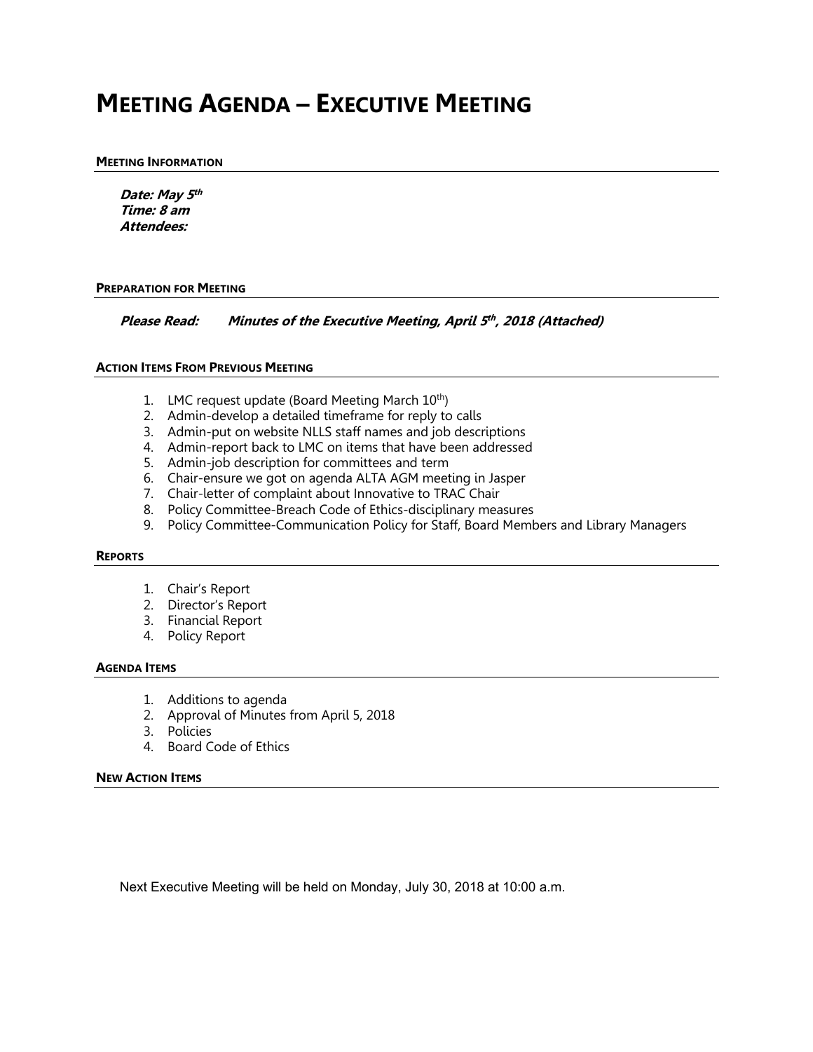# MEETING AGENDA – EXECUTIVE MEETING

### MEETING INFORMATION

***Date: May 5th***
***Time: 8 am***
***Attendees:***

### PREPARATION FOR MEETING

***Please Read:*** ***Minutes of the Executive Meeting, April 5th, 2018 (Attached)***

### ACTION ITEMS FROM PREVIOUS MEETING

1. LMC request update (Board Meeting March 10th)
2. Admin-develop a detailed timeframe for reply to calls
3. Admin-put on website NLLS staff names and job descriptions
4. Admin-report back to LMC on items that have been addressed
5. Admin-job description for committees and term
6. Chair-ensure we got on agenda ALTA AGM meeting in Jasper
7. Chair-letter of complaint about Innovative to TRAC Chair
8. Policy Committee-Breach Code of Ethics-disciplinary measures
9. Policy Committee-Communication Policy for Staff, Board Members and Library Managers

### REPORTS

1. Chair's Report
2. Director's Report
3. Financial Report
4. Policy Report

### AGENDA ITEMS

1. Additions to agenda
2. Approval of Minutes from April 5, 2018
3. Policies
4. Board Code of Ethics

### NEW ACTION ITEMS

Next Executive Meeting will be held on Monday, July 30, 2018 at 10:00 a.m.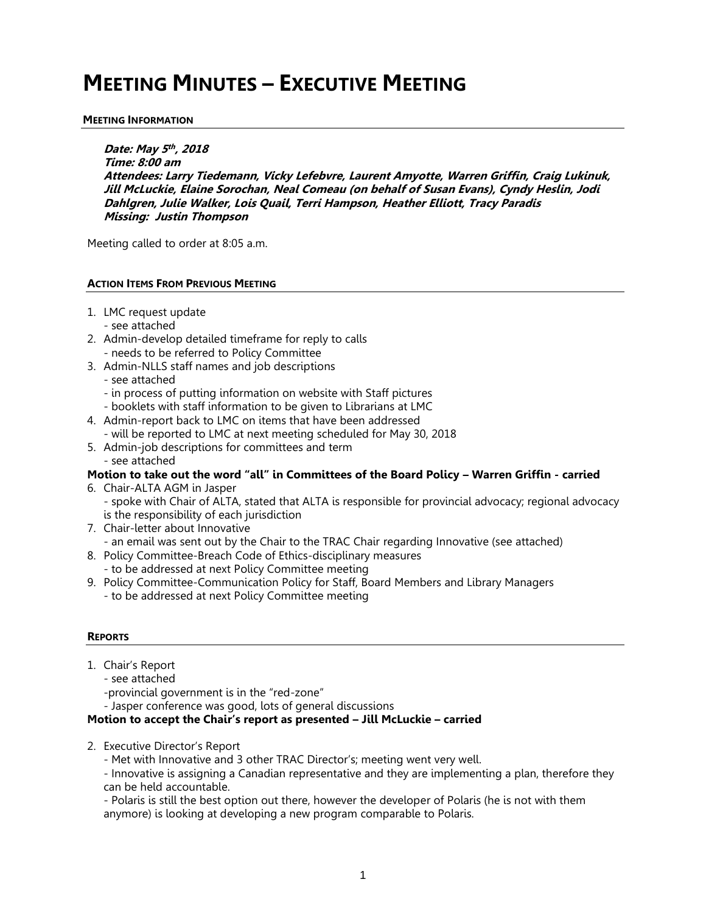# Meeting Minutes – Executive Meeting

**Meeting Information**

***Date: May 5th, 2018***
***Time: 8:00 am***
***Attendees: Larry Tiedemann, Vicky Lefebvre, Laurent Amyotte, Warren Griffin, Craig Lukinuk, Jill McLuckie, Elaine Sorochan, Neal Comeau (on behalf of Susan Evans), Cyndy Heslin, Jodi Dahlgren, Julie Walker, Lois Quail, Terri Hampson, Heather Elliott, Tracy Paradis***
***Missing: Justin Thompson***

Meeting called to order at 8:05 a.m.

**Action Items From Previous Meeting**

1. LMC request update
   - see attached
2. Admin-develop detailed timeframe for reply to calls
   - needs to be referred to Policy Committee
3. Admin-NLLS staff names and job descriptions
   - see attached
   - in process of putting information on website with Staff pictures
   - booklets with staff information to be given to Librarians at LMC
4. Admin-report back to LMC on items that have been addressed
   - will be reported to LMC at next meeting scheduled for May 30, 2018
5. Admin-job descriptions for committees and term
   - see attached

**Motion to take out the word "all" in Committees of the Board Policy – Warren Griffin - carried**

6. Chair-ALTA AGM in Jasper
   - spoke with Chair of ALTA, stated that ALTA is responsible for provincial advocacy; regional advocacy is the responsibility of each jurisdiction
7. Chair-letter about Innovative
   - an email was sent out by the Chair to the TRAC Chair regarding Innovative (see attached)
8. Policy Committee-Breach Code of Ethics-disciplinary measures
   - to be addressed at next Policy Committee meeting
9. Policy Committee-Communication Policy for Staff, Board Members and Library Managers
   - to be addressed at next Policy Committee meeting

**Reports**

1. Chair's Report
   - see attached
   -provincial government is in the "red-zone"
   - Jasper conference was good, lots of general discussions

**Motion to accept the Chair's report as presented – Jill McLuckie – carried**

2. Executive Director's Report
   - Met with Innovative and 3 other TRAC Director's; meeting went very well.
   - Innovative is assigning a Canadian representative and they are implementing a plan, therefore they can be held accountable.
   - Polaris is still the best option out there, however the developer of Polaris (he is not with them anymore) is looking at developing a new program comparable to Polaris.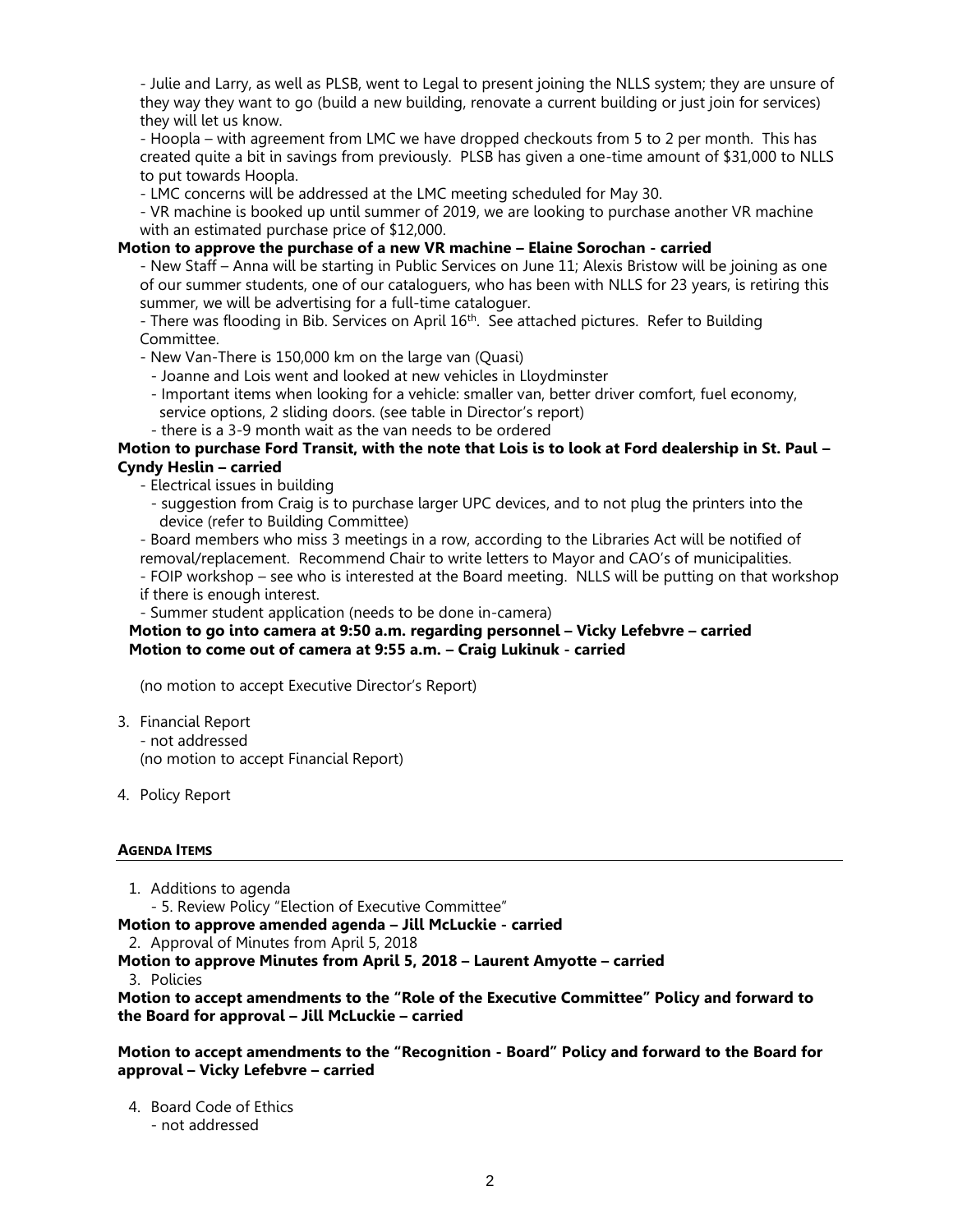- Julie and Larry, as well as PLSB, went to Legal to present joining the NLLS system; they are unsure of they way they want to go (build a new building, renovate a current building or just join for services) they will let us know.

- Hoopla – with agreement from LMC we have dropped checkouts from 5 to 2 per month. This has created quite a bit in savings from previously. PLSB has given a one-time amount of $31,000 to NLLS to put towards Hoopla.

- LMC concerns will be addressed at the LMC meeting scheduled for May 30.

- VR machine is booked up until summer of 2019, we are looking to purchase another VR machine with an estimated purchase price of $12,000.

**Motion to approve the purchase of a new VR machine – Elaine Sorochan - carried**

- New Staff – Anna will be starting in Public Services on June 11; Alexis Bristow will be joining as one of our summer students, one of our cataloguers, who has been with NLLS for 23 years, is retiring this summer, we will be advertising for a full-time cataloguer.

- There was flooding in Bib. Services on April 16th. See attached pictures. Refer to Building Committee.

- New Van-There is 150,000 km on the large van (Quasi)
  - Joanne and Lois went and looked at new vehicles in Lloydminster
  - Important items when looking for a vehicle: smaller van, better driver comfort, fuel economy, service options, 2 sliding doors. (see table in Director's report)
  - there is a 3-9 month wait as the van needs to be ordered

**Motion to purchase Ford Transit, with the note that Lois is to look at Ford dealership in St. Paul – Cyndy Heslin – carried**

- Electrical issues in building
  - suggestion from Craig is to purchase larger UPC devices, and to not plug the printers into the device (refer to Building Committee)

- Board members who miss 3 meetings in a row, according to the Libraries Act will be notified of removal/replacement. Recommend Chair to write letters to Mayor and CAO's of municipalities.

- FOIP workshop – see who is interested at the Board meeting. NLLS will be putting on that workshop if there is enough interest.

- Summer student application (needs to be done in-camera)

**Motion to go into camera at 9:50 a.m. regarding personnel – Vicky Lefebvre – carried**
**Motion to come out of camera at 9:55 a.m. – Craig Lukinuk - carried**

(no motion to accept Executive Director's Report)

3. Financial Report
   - not addressed
   (no motion to accept Financial Report)

4. Policy Report

**AGENDA ITEMS**

1. Additions to agenda
   - 5. Review Policy "Election of Executive Committee"

**Motion to approve amended agenda – Jill McLuckie - carried**

2. Approval of Minutes from April 5, 2018

**Motion to approve Minutes from April 5, 2018 – Laurent Amyotte – carried**

3. Policies

**Motion to accept amendments to the "Role of the Executive Committee" Policy and forward to the Board for approval – Jill McLuckie – carried**

**Motion to accept amendments to the "Recognition - Board" Policy and forward to the Board for approval – Vicky Lefebvre – carried**

4. Board Code of Ethics
   - not addressed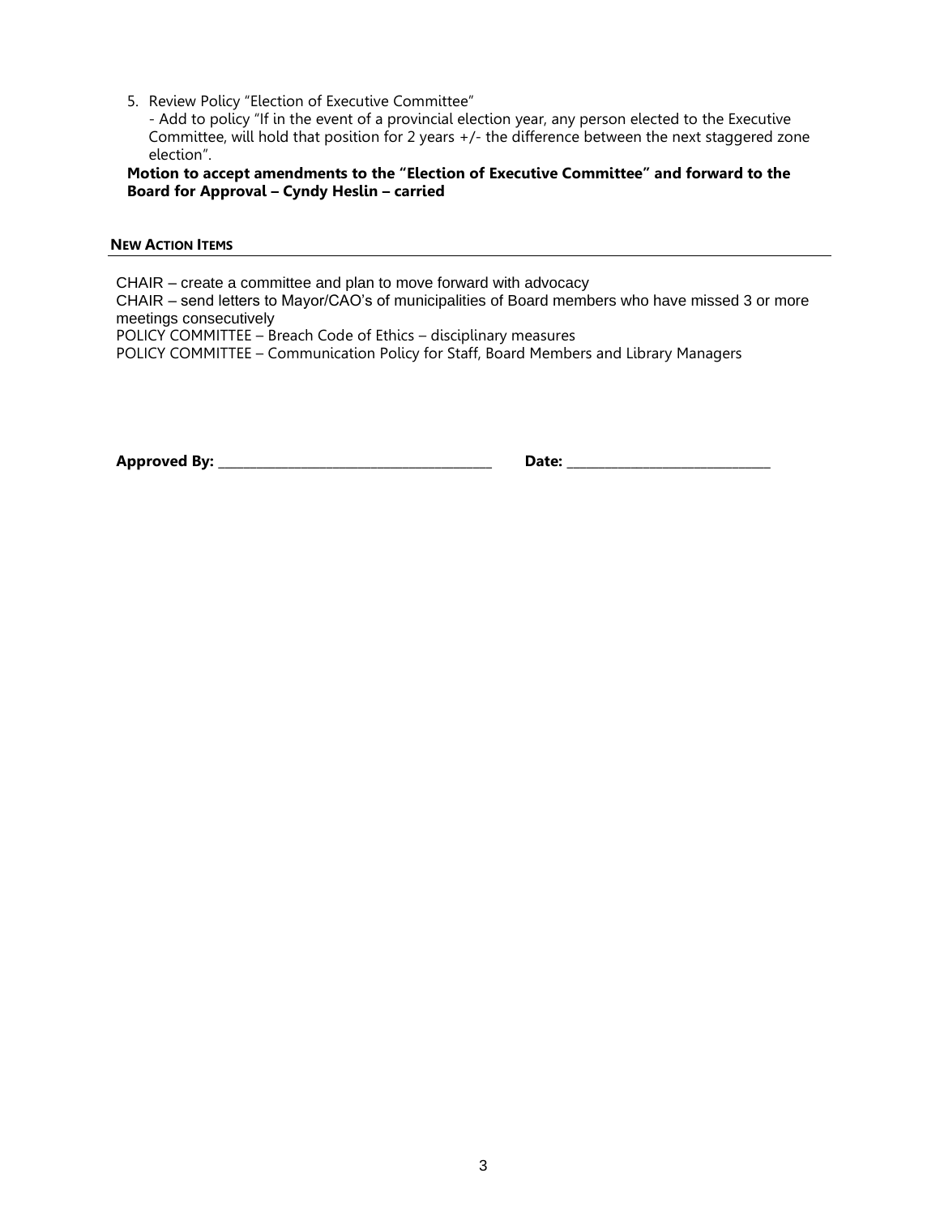5. Review Policy "Election of Executive Committee"
   - Add to policy "If in the event of a provincial election year, any person elected to the Executive Committee, will hold that position for 2 years +/- the difference between the next staggered zone election".

**Motion to accept amendments to the "Election of Executive Committee" and forward to the Board for Approval – Cyndy Heslin – carried**

## NEW ACTION ITEMS

CHAIR – create a committee and plan to move forward with advocacy
CHAIR – send letters to Mayor/CAO's of municipalities of Board members who have missed 3 or more meetings consecutively
POLICY COMMITTEE – Breach Code of Ethics – disciplinary measures
POLICY COMMITTEE – Communication Policy for Staff, Board Members and Library Managers

**Approved By:** ______________________________ **Date:** ______________________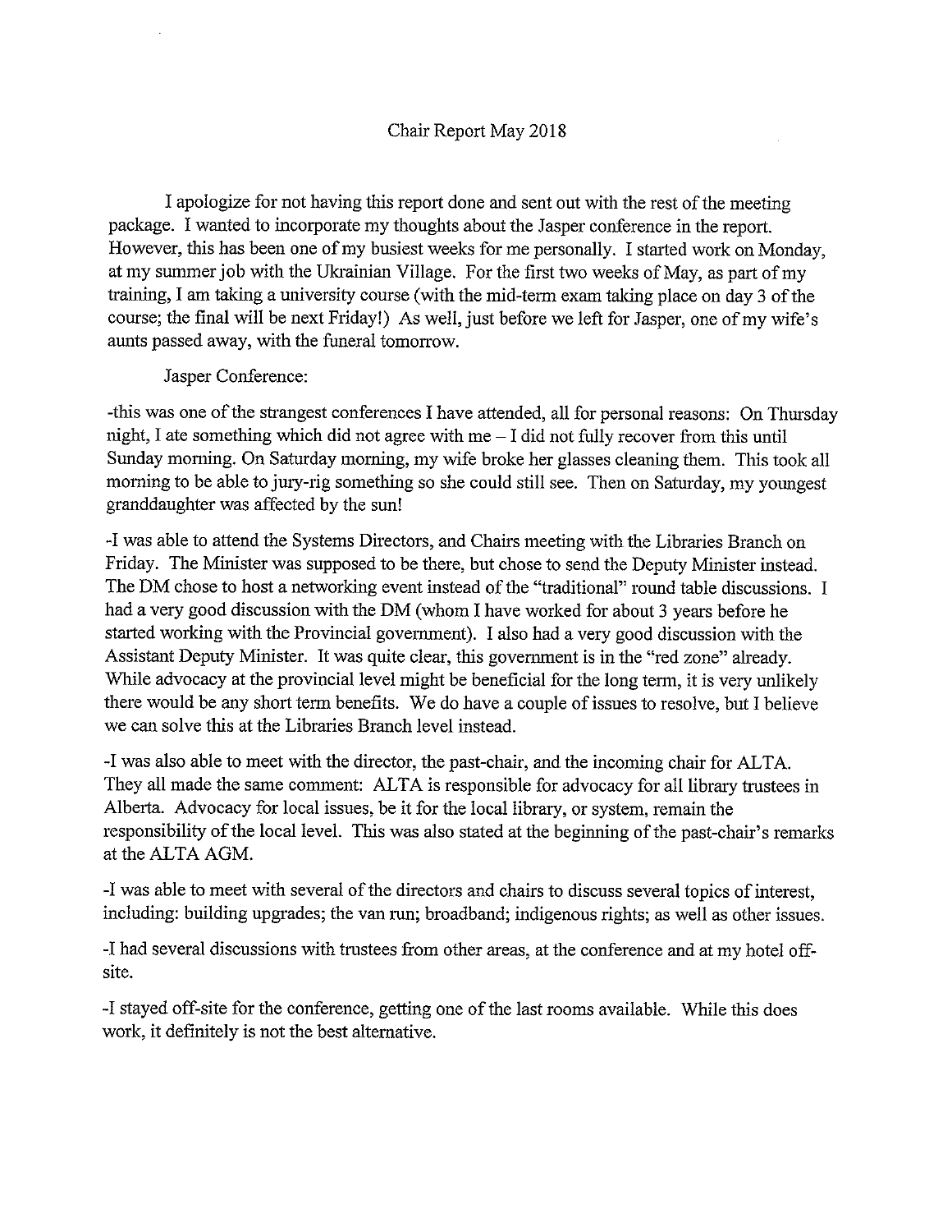# Chair Report May 2018

I apologize for not having this report done and sent out with the rest of the meeting package. I wanted to incorporate my thoughts about the Jasper conference in the report. However, this has been one of my busiest weeks for me personally. I started work on Monday, at my summer job with the Ukrainian Village. For the first two weeks of May, as part of my training, I am taking a university course (with the mid-term exam taking place on day 3 of the course; the final will be next Friday!) As well, just before we left for Jasper, one of my wife's aunts passed away, with the funeral tomorrow.

Jasper Conference:

-this was one of the strangest conferences I have attended, all for personal reasons: On Thursday night, I ate something which did not agree with me – I did not fully recover from this until Sunday morning. On Saturday morning, my wife broke her glasses cleaning them. This took all morning to be able to jury-rig something so she could still see. Then on Saturday, my youngest granddaughter was affected by the sun!

-I was able to attend the Systems Directors, and Chairs meeting with the Libraries Branch on Friday. The Minister was supposed to be there, but chose to send the Deputy Minister instead. The DM chose to host a networking event instead of the "traditional" round table discussions. I had a very good discussion with the DM (whom I have worked for about 3 years before he started working with the Provincial government). I also had a very good discussion with the Assistant Deputy Minister. It was quite clear, this government is in the "red zone" already. While advocacy at the provincial level might be beneficial for the long term, it is very unlikely there would be any short term benefits. We do have a couple of issues to resolve, but I believe we can solve this at the Libraries Branch level instead.

-I was also able to meet with the director, the past-chair, and the incoming chair for ALTA. They all made the same comment: ALTA is responsible for advocacy for all library trustees in Alberta. Advocacy for local issues, be it for the local library, or system, remain the responsibility of the local level. This was also stated at the beginning of the past-chair's remarks at the ALTA AGM.

-I was able to meet with several of the directors and chairs to discuss several topics of interest, including: building upgrades; the van run; broadband; indigenous rights; as well as other issues.

-I had several discussions with trustees from other areas, at the conference and at my hotel off-site.

-I stayed off-site for the conference, getting one of the last rooms available. While this does work, it definitely is not the best alternative.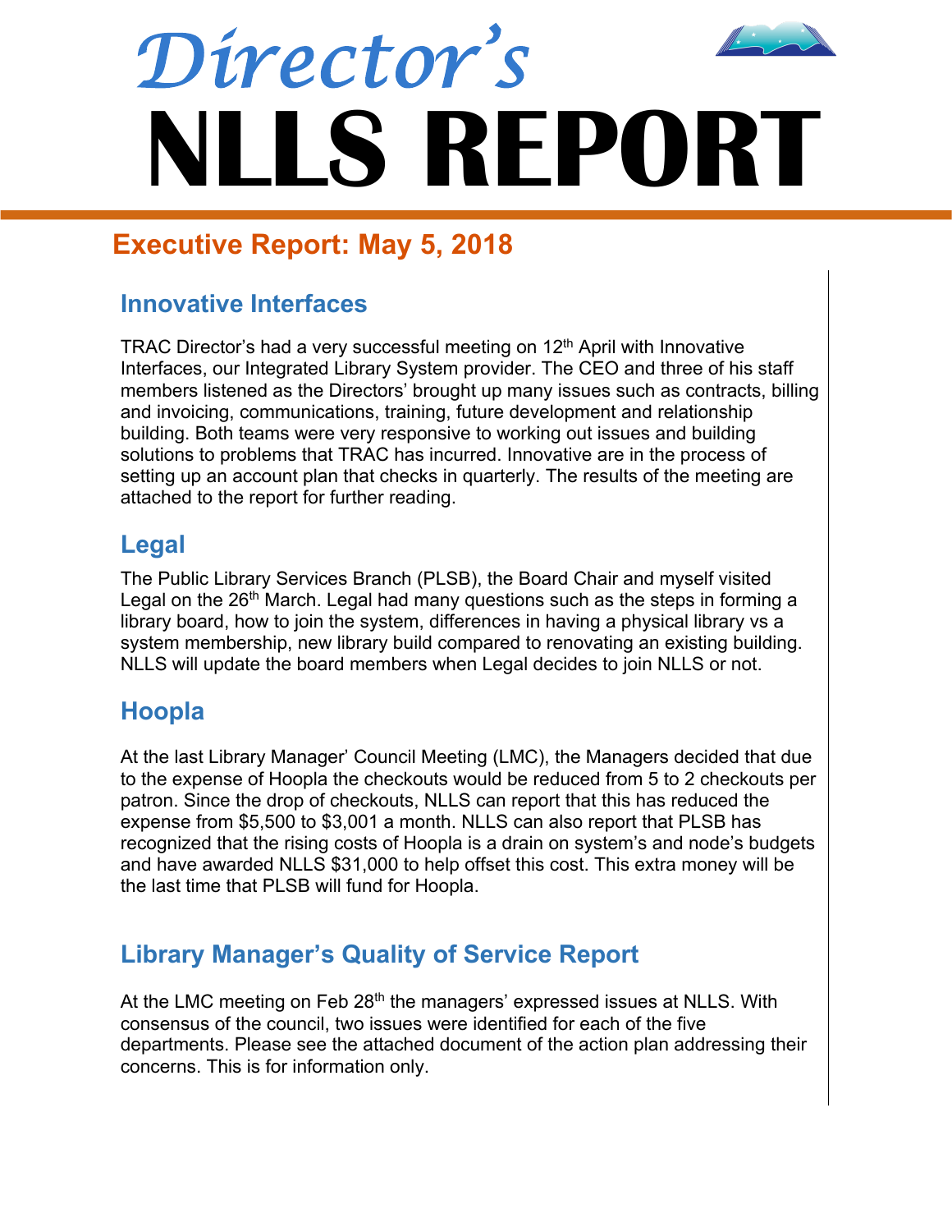# Director's NLLS REPORT

## Executive Report: May 5, 2018

### Innovative Interfaces

TRAC Director's had a very successful meeting on 12th April with Innovative Interfaces, our Integrated Library System provider. The CEO and three of his staff members listened as the Directors' brought up many issues such as contracts, billing and invoicing, communications, training, future development and relationship building. Both teams were very responsive to working out issues and building solutions to problems that TRAC has incurred. Innovative are in the process of setting up an account plan that checks in quarterly. The results of the meeting are attached to the report for further reading.

### Legal

The Public Library Services Branch (PLSB), the Board Chair and myself visited Legal on the 26th March. Legal had many questions such as the steps in forming a library board, how to join the system, differences in having a physical library vs a system membership, new library build compared to renovating an existing building. NLLS will update the board members when Legal decides to join NLLS or not.

### Hoopla

At the last Library Manager' Council Meeting (LMC), the Managers decided that due to the expense of Hoopla the checkouts would be reduced from 5 to 2 checkouts per patron. Since the drop of checkouts, NLLS can report that this has reduced the expense from $5,500 to $3,001 a month. NLLS can also report that PLSB has recognized that the rising costs of Hoopla is a drain on system's and node's budgets and have awarded NLLS $31,000 to help offset this cost. This extra money will be the last time that PLSB will fund for Hoopla.

### Library Manager's Quality of Service Report

At the LMC meeting on Feb 28th the managers' expressed issues at NLLS. With consensus of the council, two issues were identified for each of the five departments. Please see the attached document of the action plan addressing their concerns. This is for information only.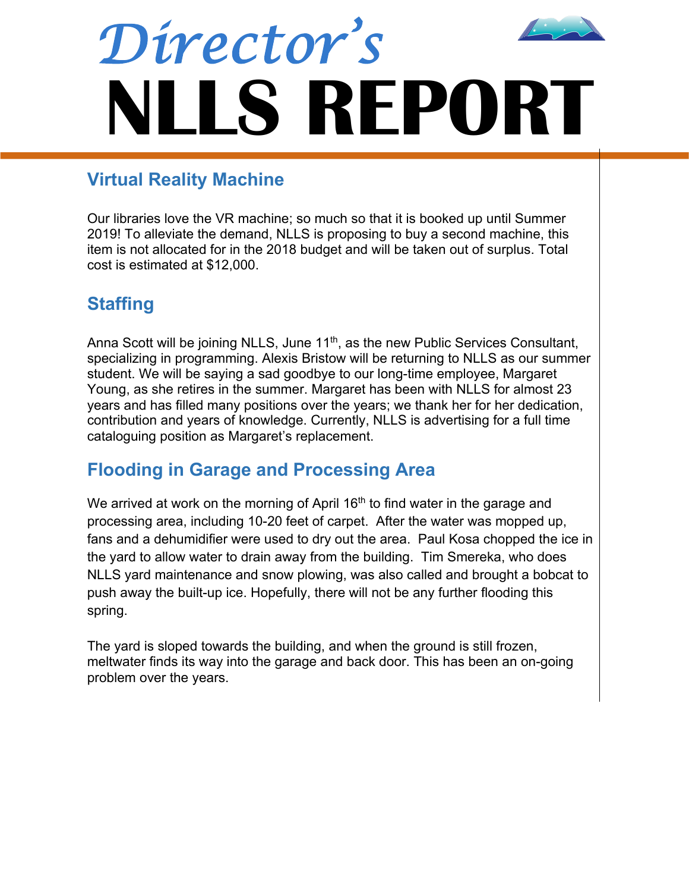# Director's NLLS REPORT

## Virtual Reality Machine

Our libraries love the VR machine; so much so that it is booked up until Summer 2019! To alleviate the demand, NLLS is proposing to buy a second machine, this item is not allocated for in the 2018 budget and will be taken out of surplus. Total cost is estimated at $12,000.

## Staffing

Anna Scott will be joining NLLS, June 11th, as the new Public Services Consultant, specializing in programming. Alexis Bristow will be returning to NLLS as our summer student. We will be saying a sad goodbye to our long-time employee, Margaret Young, as she retires in the summer. Margaret has been with NLLS for almost 23 years and has filled many positions over the years; we thank her for her dedication, contribution and years of knowledge. Currently, NLLS is advertising for a full time cataloguing position as Margaret's replacement.

## Flooding in Garage and Processing Area

We arrived at work on the morning of April 16th to find water in the garage and processing area, including 10-20 feet of carpet. After the water was mopped up, fans and a dehumidifier were used to dry out the area. Paul Kosa chopped the ice in the yard to allow water to drain away from the building. Tim Smereka, who does NLLS yard maintenance and snow plowing, was also called and brought a bobcat to push away the built-up ice. Hopefully, there will not be any further flooding this spring.

The yard is sloped towards the building, and when the ground is still frozen, meltwater finds its way into the garage and back door. This has been an on-going problem over the years.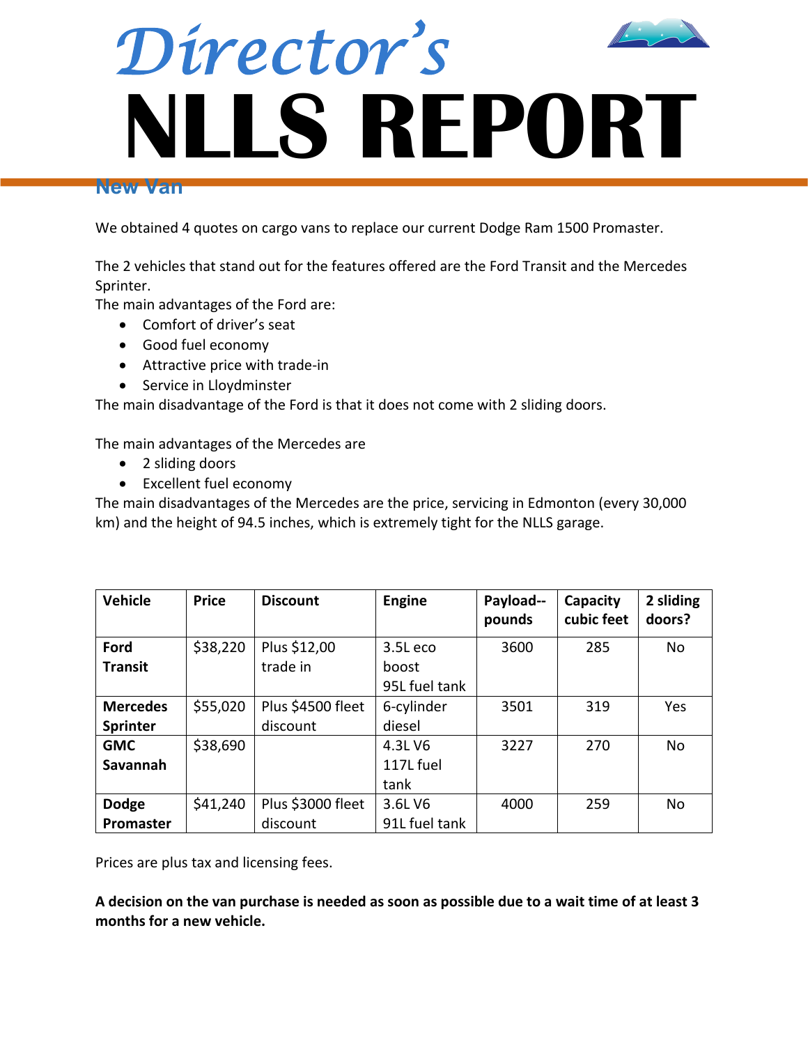# Director's NLLS REPORT

## New Van

We obtained 4 quotes on cargo vans to replace our current Dodge Ram 1500 Promaster.

The 2 vehicles that stand out for the features offered are the Ford Transit and the Mercedes Sprinter.

The main advantages of the Ford are:

- Comfort of driver's seat
- Good fuel economy
- Attractive price with trade-in
- Service in Lloydminster

The main disadvantage of the Ford is that it does not come with 2 sliding doors.

The main advantages of the Mercedes are

- 2 sliding doors
- Excellent fuel economy

The main disadvantages of the Mercedes are the price, servicing in Edmonton (every 30,000 km) and the height of 94.5 inches, which is extremely tight for the NLLS garage.

| Vehicle | Price | Discount | Engine | Payload--pounds | Capacity cubic feet | 2 sliding doors? |
|---|---|---|---|---|---|---|
| **Ford Transit** | $38,220 | Plus $12,00 trade in | 3.5L eco boost 95L fuel tank | 3600 | 285 | No |
| **Mercedes Sprinter** | $55,020 | Plus $4500 fleet discount | 6-cylinder diesel | 3501 | 319 | Yes |
| **GMC Savannah** | $38,690 | | 4.3L V6 117L fuel tank | 3227 | 270 | No |
| **Dodge Promaster** | $41,240 | Plus $3000 fleet discount | 3.6L V6 91L fuel tank | 4000 | 259 | No |

Prices are plus tax and licensing fees.

**A decision on the van purchase is needed as soon as possible due to a wait time of at least 3 months for a new vehicle.**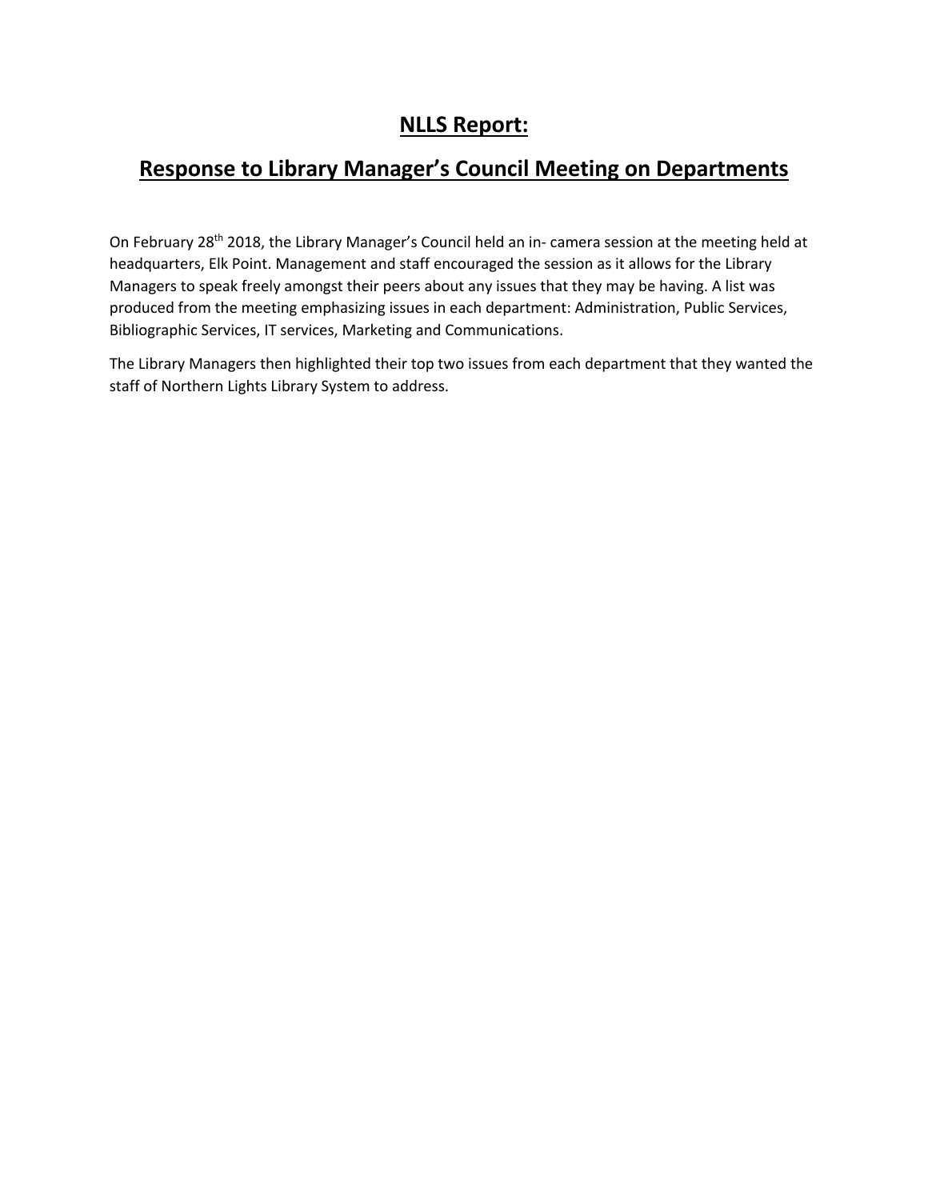# NLLS Report:

# Response to Library Manager's Council Meeting on Departments

On February 28th 2018, the Library Manager's Council held an in- camera session at the meeting held at headquarters, Elk Point. Management and staff encouraged the session as it allows for the Library Managers to speak freely amongst their peers about any issues that they may be having. A list was produced from the meeting emphasizing issues in each department: Administration, Public Services, Bibliographic Services, IT services, Marketing and Communications.

The Library Managers then highlighted their top two issues from each department that they wanted the staff of Northern Lights Library System to address.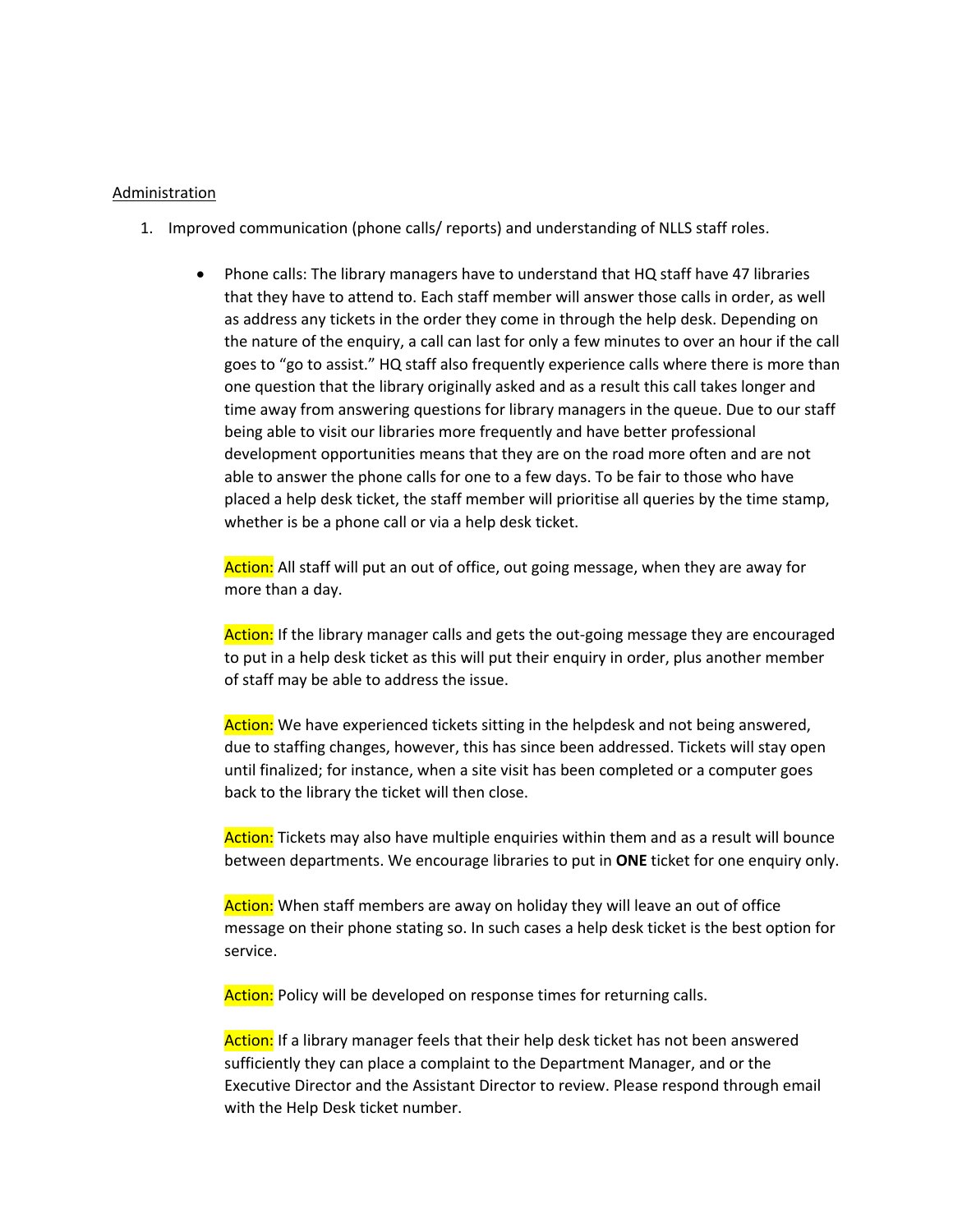<u>Administration</u>

1. Improved communication (phone calls/ reports) and understanding of NLLS staff roles.

    - Phone calls: The library managers have to understand that HQ staff have 47 libraries that they have to attend to. Each staff member will answer those calls in order, as well as address any tickets in the order they come in through the help desk. Depending on the nature of the enquiry, a call can last for only a few minutes to over an hour if the call goes to "go to assist." HQ staff also frequently experience calls where there is more than one question that the library originally asked and as a result this call takes longer and time away from answering questions for library managers in the queue. Due to our staff being able to visit our libraries more frequently and have better professional development opportunities means that they are on the road more often and are not able to answer the phone calls for one to a few days. To be fair to those who have placed a help desk ticket, the staff member will prioritise all queries by the time stamp, whether is be a phone call or via a help desk ticket.

      Action: All staff will put an out of office, out going message, when they are away for more than a day.

      Action: If the library manager calls and gets the out-going message they are encouraged to put in a help desk ticket as this will put their enquiry in order, plus another member of staff may be able to address the issue.

      Action: We have experienced tickets sitting in the helpdesk and not being answered, due to staffing changes, however, this has since been addressed. Tickets will stay open until finalized; for instance, when a site visit has been completed or a computer goes back to the library the ticket will then close.

      Action: Tickets may also have multiple enquiries within them and as a result will bounce between departments. We encourage libraries to put in **ONE** ticket for one enquiry only.

      Action: When staff members are away on holiday they will leave an out of office message on their phone stating so. In such cases a help desk ticket is the best option for service.

      Action: Policy will be developed on response times for returning calls.

      Action: If a library manager feels that their help desk ticket has not been answered sufficiently they can place a complaint to the Department Manager, and or the Executive Director and the Assistant Director to review. Please respond through email with the Help Desk ticket number.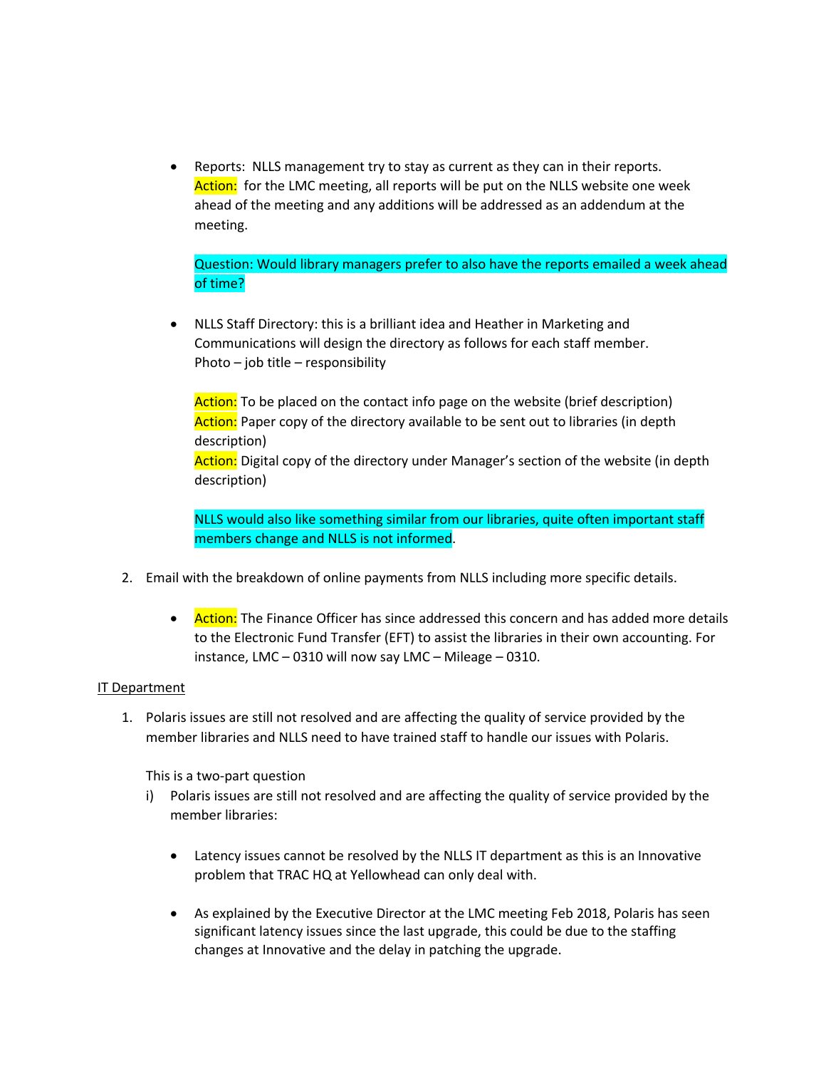- Reports: NLLS management try to stay as current as they can in their reports.
  Action: for the LMC meeting, all reports will be put on the NLLS website one week ahead of the meeting and any additions will be addressed as an addendum at the meeting.

  Question: Would library managers prefer to also have the reports emailed a week ahead of time?

- NLLS Staff Directory: this is a brilliant idea and Heather in Marketing and Communications will design the directory as follows for each staff member.
  Photo – job title – responsibility

  Action: To be placed on the contact info page on the website (brief description)
  Action: Paper copy of the directory available to be sent out to libraries (in depth description)
  Action: Digital copy of the directory under Manager's section of the website (in depth description)

  NLLS would also like something similar from our libraries, quite often important staff members change and NLLS is not informed.

2. Email with the breakdown of online payments from NLLS including more specific details.

   - Action: The Finance Officer has since addressed this concern and has added more details to the Electronic Fund Transfer (EFT) to assist the libraries in their own accounting. For instance, LMC – 0310 will now say LMC – Mileage – 0310.

<u>IT Department</u>

1. Polaris issues are still not resolved and are affecting the quality of service provided by the member libraries and NLLS need to have trained staff to handle our issues with Polaris.

   This is a two-part question

   i) Polaris issues are still not resolved and are affecting the quality of service provided by the member libraries:

      - Latency issues cannot be resolved by the NLLS IT department as this is an Innovative problem that TRAC HQ at Yellowhead can only deal with.

      - As explained by the Executive Director at the LMC meeting Feb 2018, Polaris has seen significant latency issues since the last upgrade, this could be due to the staffing changes at Innovative and the delay in patching the upgrade.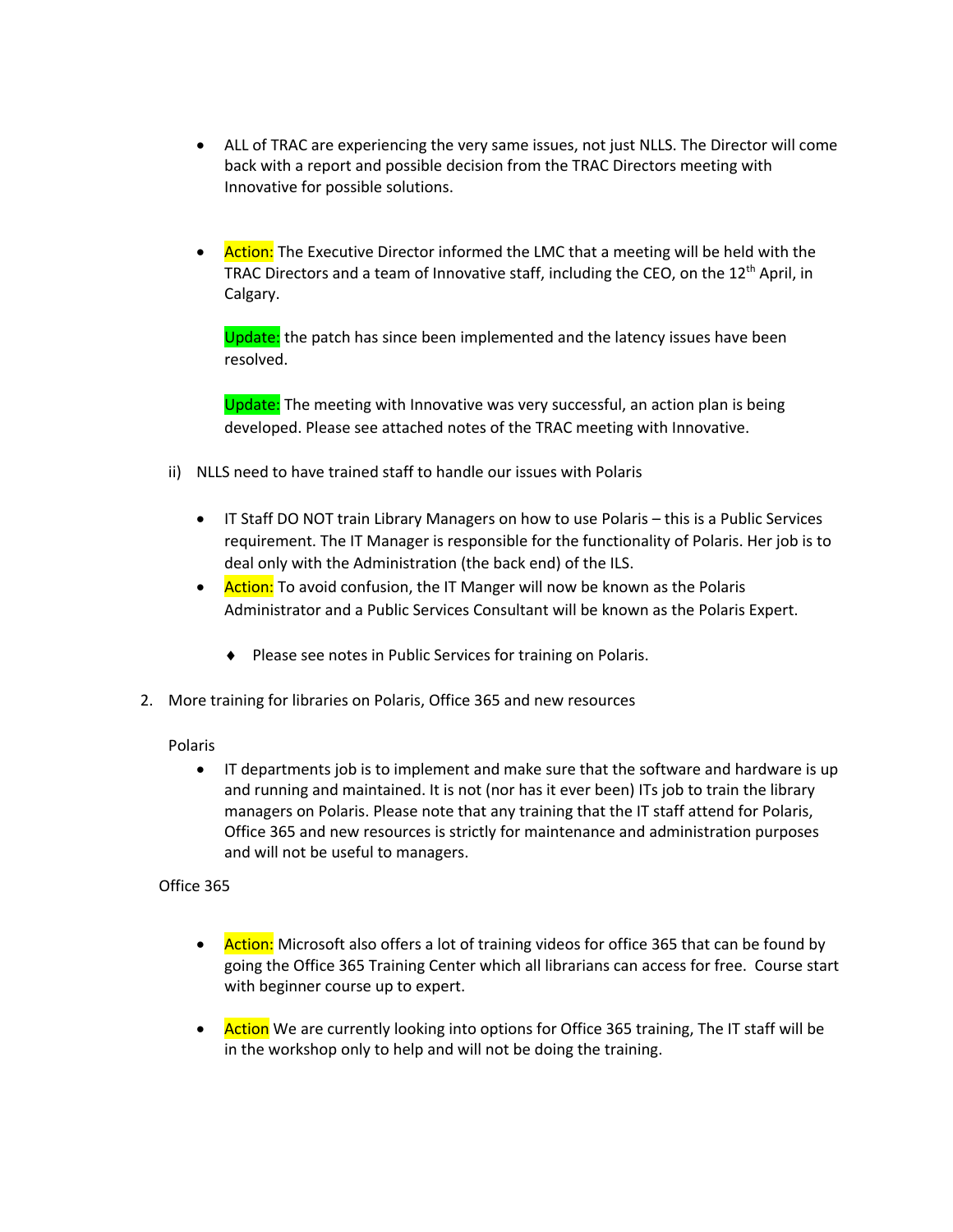- ALL of TRAC are experiencing the very same issues, not just NLLS. The Director will come back with a report and possible decision from the TRAC Directors meeting with Innovative for possible solutions.

- Action: The Executive Director informed the LMC that a meeting will be held with the TRAC Directors and a team of Innovative staff, including the CEO, on the 12th April, in Calgary.

  Update: the patch has since been implemented and the latency issues have been resolved.

  Update: The meeting with Innovative was very successful, an action plan is being developed. Please see attached notes of the TRAC meeting with Innovative.

ii) NLLS need to have trained staff to handle our issues with Polaris

- IT Staff DO NOT train Library Managers on how to use Polaris – this is a Public Services requirement. The IT Manager is responsible for the functionality of Polaris. Her job is to deal only with the Administration (the back end) of the ILS.
- Action: To avoid confusion, the IT Manger will now be known as the Polaris Administrator and a Public Services Consultant will be known as the Polaris Expert.

  - Please see notes in Public Services for training on Polaris.

2. More training for libraries on Polaris, Office 365 and new resources

Polaris

- IT departments job is to implement and make sure that the software and hardware is up and running and maintained. It is not (nor has it ever been) ITs job to train the library managers on Polaris. Please note that any training that the IT staff attend for Polaris, Office 365 and new resources is strictly for maintenance and administration purposes and will not be useful to managers.

Office 365

- Action: Microsoft also offers a lot of training videos for office 365 that can be found by going the Office 365 Training Center which all librarians can access for free. Course start with beginner course up to expert.

- Action We are currently looking into options for Office 365 training, The IT staff will be in the workshop only to help and will not be doing the training.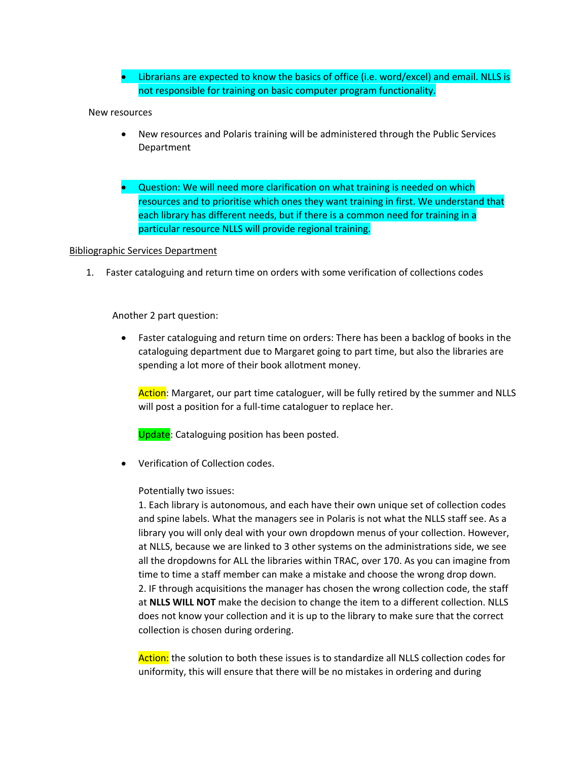- Librarians are expected to know the basics of office (i.e. word/excel) and email. NLLS is not responsible for training on basic computer program functionality.

New resources

- New resources and Polaris training will be administered through the Public Services Department

- Question: We will need more clarification on what training is needed on which resources and to prioritise which ones they want training in first. We understand that each library has different needs, but if there is a common need for training in a particular resource NLLS will provide regional training.

Bibliographic Services Department

1. Faster cataloguing and return time on orders with some verification of collections codes

Another 2 part question:

- Faster cataloguing and return time on orders: There has been a backlog of books in the cataloguing department due to Margaret going to part time, but also the libraries are spending a lot more of their book allotment money.

  Action: Margaret, our part time cataloguer, will be fully retired by the summer and NLLS will post a position for a full-time cataloguer to replace her.

  Update: Cataloguing position has been posted.

- Verification of Collection codes.

  Potentially two issues:
  1. Each library is autonomous, and each have their own unique set of collection codes and spine labels. What the managers see in Polaris is not what the NLLS staff see. As a library you will only deal with your own dropdown menus of your collection. However, at NLLS, because we are linked to 3 other systems on the administrations side, we see all the dropdowns for ALL the libraries within TRAC, over 170. As you can imagine from time to time a staff member can make a mistake and choose the wrong drop down.
  2. IF through acquisitions the manager has chosen the wrong collection code, the staff at **NLLS WILL NOT** make the decision to change the item to a different collection. NLLS does not know your collection and it is up to the library to make sure that the correct collection is chosen during ordering.

  Action: the solution to both these issues is to standardize all NLLS collection codes for uniformity, this will ensure that there will be no mistakes in ordering and during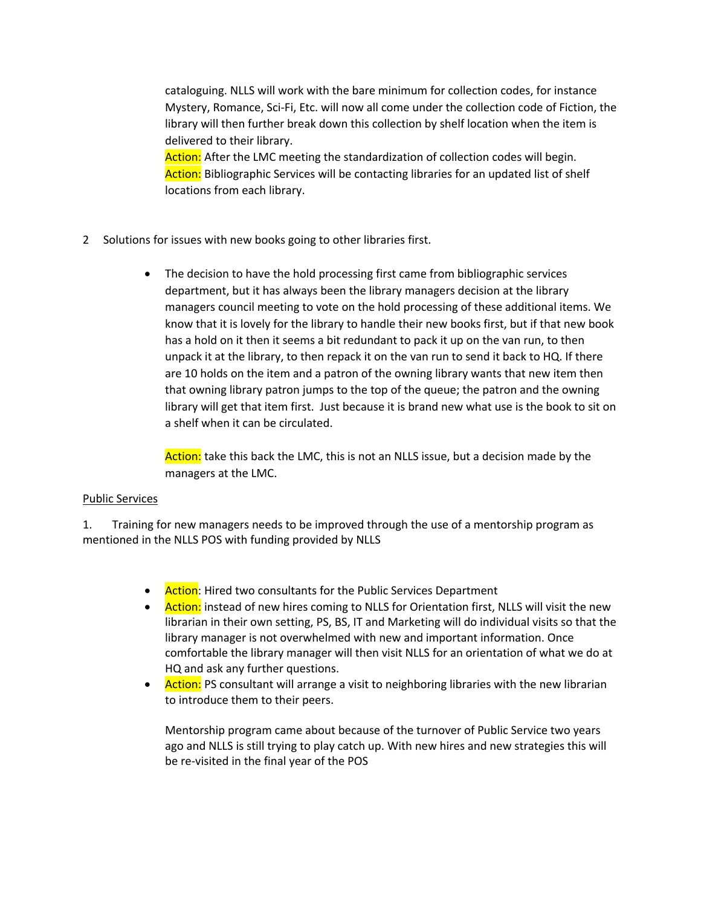cataloguing. NLLS will work with the bare minimum for collection codes, for instance Mystery, Romance, Sci-Fi, Etc. will now all come under the collection code of Fiction, the library will then further break down this collection by shelf location when the item is delivered to their library.

Action: After the LMC meeting the standardization of collection codes will begin.

Action: Bibliographic Services will be contacting libraries for an updated list of shelf locations from each library.

2 Solutions for issues with new books going to other libraries first.

- The decision to have the hold processing first came from bibliographic services department, but it has always been the library managers decision at the library managers council meeting to vote on the hold processing of these additional items. We know that it is lovely for the library to handle their new books first, but if that new book has a hold on it then it seems a bit redundant to pack it up on the van run, to then unpack it at the library, to then repack it on the van run to send it back to HQ. If there are 10 holds on the item and a patron of the owning library wants that new item then that owning library patron jumps to the top of the queue; the patron and the owning library will get that item first. Just because it is brand new what use is the book to sit on a shelf when it can be circulated.

  Action: take this back the LMC, this is not an NLLS issue, but a decision made by the managers at the LMC.

Public Services

1. Training for new managers needs to be improved through the use of a mentorship program as mentioned in the NLLS POS with funding provided by NLLS

- Action: Hired two consultants for the Public Services Department
- Action: instead of new hires coming to NLLS for Orientation first, NLLS will visit the new librarian in their own setting, PS, BS, IT and Marketing will do individual visits so that the library manager is not overwhelmed with new and important information. Once comfortable the library manager will then visit NLLS for an orientation of what we do at HQ and ask any further questions.
- Action: PS consultant will arrange a visit to neighboring libraries with the new librarian to introduce them to their peers.

  Mentorship program came about because of the turnover of Public Service two years ago and NLLS is still trying to play catch up. With new hires and new strategies this will be re-visited in the final year of the POS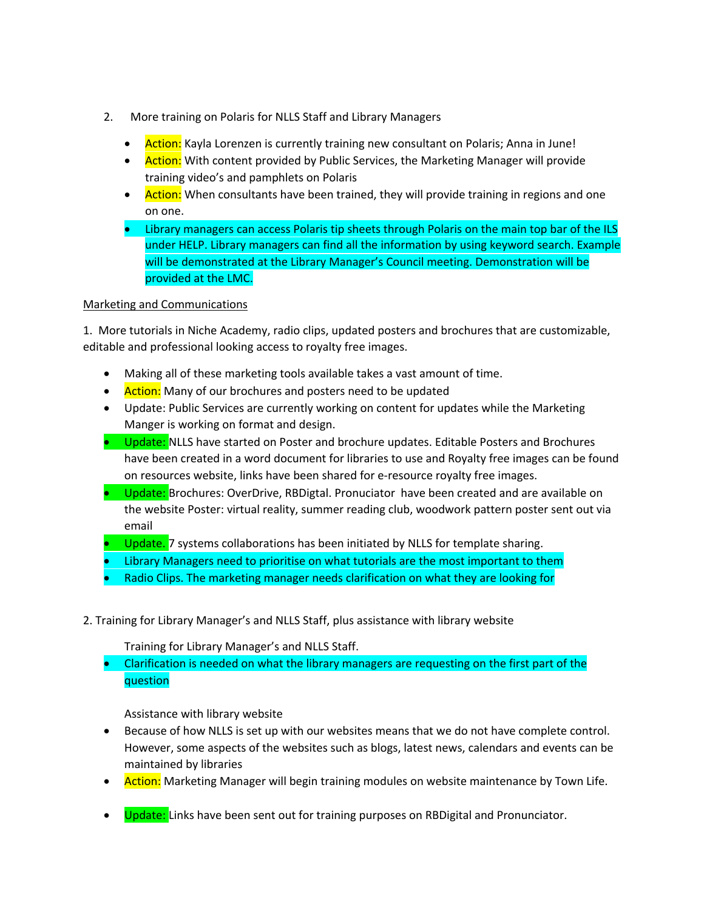2. More training on Polaris for NLLS Staff and Library Managers

- Action: Kayla Lorenzen is currently training new consultant on Polaris; Anna in June!
- Action: With content provided by Public Services, the Marketing Manager will provide training video's and pamphlets on Polaris
- Action: When consultants have been trained, they will provide training in regions and one on one.
- Library managers can access Polaris tip sheets through Polaris on the main top bar of the ILS under HELP. Library managers can find all the information by using keyword search. Example will be demonstrated at the Library Manager's Council meeting. Demonstration will be provided at the LMC.

<u>Marketing and Communications</u>

1. More tutorials in Niche Academy, radio clips, updated posters and brochures that are customizable, editable and professional looking access to royalty free images.

- Making all of these marketing tools available takes a vast amount of time.
- Action: Many of our brochures and posters need to be updated
- Update: Public Services are currently working on content for updates while the Marketing Manger is working on format and design.
- Update: NLLS have started on Poster and brochure updates. Editable Posters and Brochures have been created in a word document for libraries to use and Royalty free images can be found on resources website, links have been shared for e-resource royalty free images.
- Update: Brochures: OverDrive, RBDigtal. Pronuciator have been created and are available on the website Poster: virtual reality, summer reading club, woodwork pattern poster sent out via email
- Update. 7 systems collaborations has been initiated by NLLS for template sharing.
- Library Managers need to prioritise on what tutorials are the most important to them
- Radio Clips. The marketing manager needs clarification on what they are looking for

2. Training for Library Manager's and NLLS Staff, plus assistance with library website

Training for Library Manager's and NLLS Staff.

- Clarification is needed on what the library managers are requesting on the first part of the question

Assistance with library website

- Because of how NLLS is set up with our websites means that we do not have complete control. However, some aspects of the websites such as blogs, latest news, calendars and events can be maintained by libraries
- Action: Marketing Manager will begin training modules on website maintenance by Town Life.
- Update: Links have been sent out for training purposes on RBDigital and Pronunciator.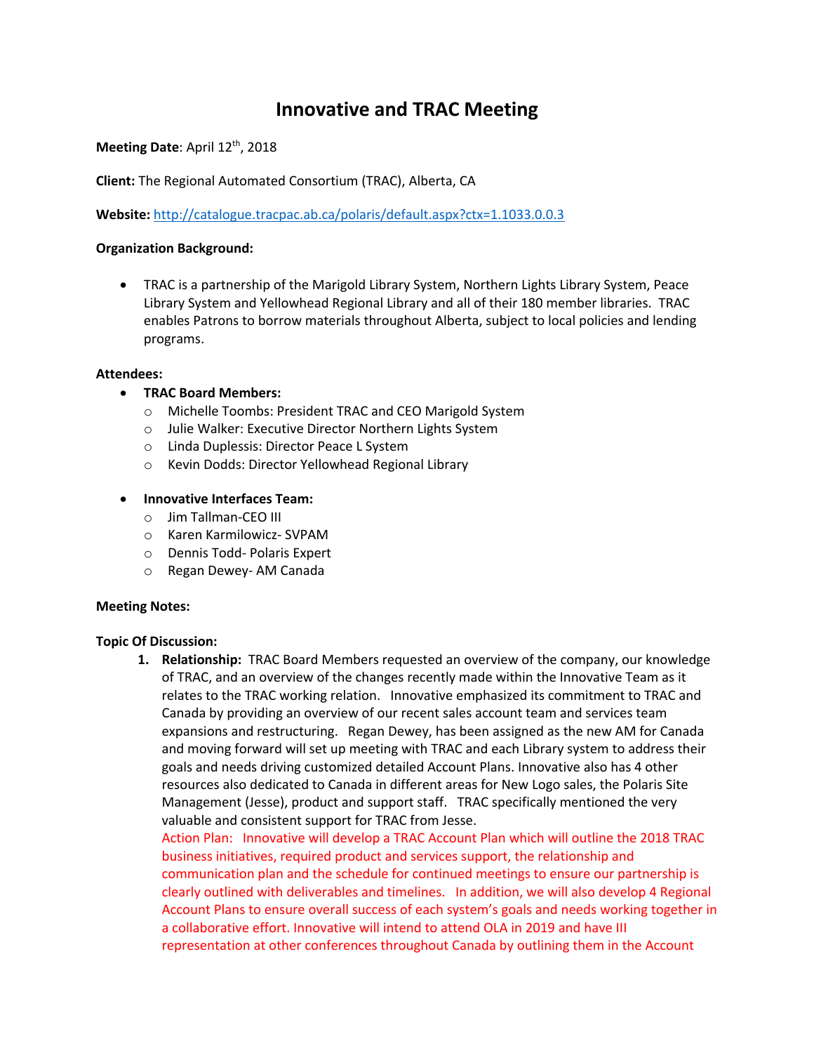# Innovative and TRAC Meeting

**Meeting Date**: April 12th, 2018

**Client:** The Regional Automated Consortium (TRAC), Alberta, CA

**Website:** http://catalogue.tracpac.ab.ca/polaris/default.aspx?ctx=1.1033.0.0.3

**Organization Background:**

- TRAC is a partnership of the Marigold Library System, Northern Lights Library System, Peace Library System and Yellowhead Regional Library and all of their 180 member libraries. TRAC enables Patrons to borrow materials throughout Alberta, subject to local policies and lending programs.

**Attendees:**

- **TRAC Board Members:**
  - Michelle Toombs: President TRAC and CEO Marigold System
  - Julie Walker: Executive Director Northern Lights System
  - Linda Duplessis: Director Peace L System
  - Kevin Dodds: Director Yellowhead Regional Library

- **Innovative Interfaces Team:**
  - Jim Tallman-CEO III
  - Karen Karmilowicz- SVPAM
  - Dennis Todd- Polaris Expert
  - Regan Dewey- AM Canada

**Meeting Notes:**

**Topic Of Discussion:**

1. **Relationship:** TRAC Board Members requested an overview of the company, our knowledge of TRAC, and an overview of the changes recently made within the Innovative Team as it relates to the TRAC working relation. Innovative emphasized its commitment to TRAC and Canada by providing an overview of our recent sales account team and services team expansions and restructuring. Regan Dewey, has been assigned as the new AM for Canada and moving forward will set up meeting with TRAC and each Library system to address their goals and needs driving customized detailed Account Plans. Innovative also has 4 other resources also dedicated to Canada in different areas for New Logo sales, the Polaris Site Management (Jesse), product and support staff. TRAC specifically mentioned the very valuable and consistent support for TRAC from Jesse.
   Action Plan: Innovative will develop a TRAC Account Plan which will outline the 2018 TRAC business initiatives, required product and services support, the relationship and communication plan and the schedule for continued meetings to ensure our partnership is clearly outlined with deliverables and timelines. In addition, we will also develop 4 Regional Account Plans to ensure overall success of each system's goals and needs working together in a collaborative effort. Innovative will intend to attend OLA in 2019 and have III representation at other conferences throughout Canada by outlining them in the Account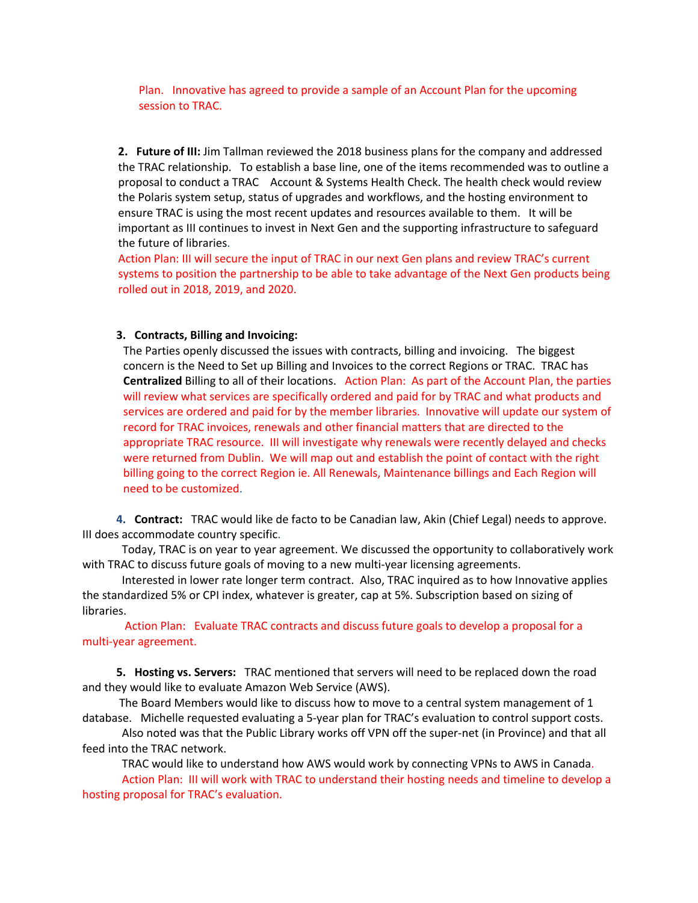Plan. Innovative has agreed to provide a sample of an Account Plan for the upcoming session to TRAC.

2. **Future of III:** Jim Tallman reviewed the 2018 business plans for the company and addressed the TRAC relationship. To establish a base line, one of the items recommended was to outline a proposal to conduct a TRAC Account & Systems Health Check. The health check would review the Polaris system setup, status of upgrades and workflows, and the hosting environment to ensure TRAC is using the most recent updates and resources available to them. It will be important as III continues to invest in Next Gen and the supporting infrastructure to safeguard the future of libraries.
Action Plan: III will secure the input of TRAC in our next Gen plans and review TRAC's current systems to position the partnership to be able to take advantage of the Next Gen products being rolled out in 2018, 2019, and 2020.

3. **Contracts, Billing and Invoicing:**
The Parties openly discussed the issues with contracts, billing and invoicing. The biggest concern is the Need to Set up Billing and Invoices to the correct Regions or TRAC. TRAC has **Centralized** Billing to all of their locations. Action Plan: As part of the Account Plan, the parties will review what services are specifically ordered and paid for by TRAC and what products and services are ordered and paid for by the member libraries. Innovative will update our system of record for TRAC invoices, renewals and other financial matters that are directed to the appropriate TRAC resource. III will investigate why renewals were recently delayed and checks were returned from Dublin. We will map out and establish the point of contact with the right billing going to the correct Region ie. All Renewals, Maintenance billings and Each Region will need to be customized.

4. **Contract:** TRAC would like de facto to be Canadian law, Akin (Chief Legal) needs to approve. III does accommodate country specific.
Today, TRAC is on year to year agreement. We discussed the opportunity to collaboratively work with TRAC to discuss future goals of moving to a new multi-year licensing agreements.
Interested in lower rate longer term contract. Also, TRAC inquired as to how Innovative applies the standardized 5% or CPI index, whatever is greater, cap at 5%. Subscription based on sizing of libraries.
Action Plan: Evaluate TRAC contracts and discuss future goals to develop a proposal for a multi-year agreement.

5. **Hosting vs. Servers:** TRAC mentioned that servers will need to be replaced down the road and they would like to evaluate Amazon Web Service (AWS).
The Board Members would like to discuss how to move to a central system management of 1 database. Michelle requested evaluating a 5-year plan for TRAC's evaluation to control support costs.
Also noted was that the Public Library works off VPN off the super-net (in Province) and that all feed into the TRAC network.
TRAC would like to understand how AWS would work by connecting VPNs to AWS in Canada.
Action Plan: III will work with TRAC to understand their hosting needs and timeline to develop a hosting proposal for TRAC's evaluation.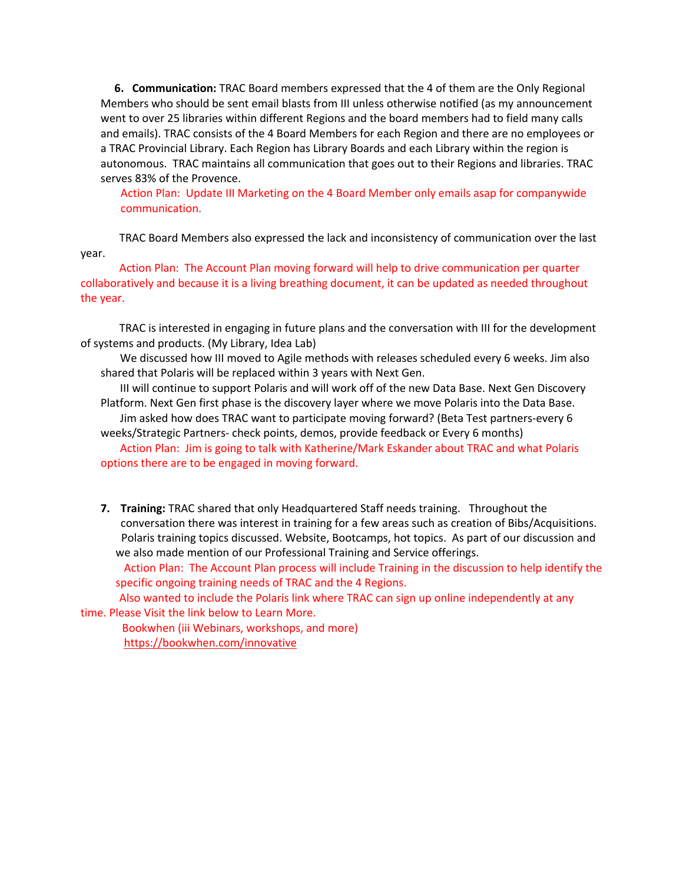6. **Communication:** TRAC Board members expressed that the 4 of them are the Only Regional Members who should be sent email blasts from III unless otherwise notified (as my announcement went to over 25 libraries within different Regions and the board members had to field many calls and emails). TRAC consists of the 4 Board Members for each Region and there are no employees or a TRAC Provincial Library. Each Region has Library Boards and each Library within the region is autonomous. TRAC maintains all communication that goes out to their Regions and libraries. TRAC serves 83% of the Provence.

   Action Plan: Update III Marketing on the 4 Board Member only emails asap for companywide communication.

   TRAC Board Members also expressed the lack and inconsistency of communication over the last year.

   Action Plan: The Account Plan moving forward will help to drive communication per quarter collaboratively and because it is a living breathing document, it can be updated as needed throughout the year.

   TRAC is interested in engaging in future plans and the conversation with III for the development of systems and products. (My Library, Idea Lab)

   We discussed how III moved to Agile methods with releases scheduled every 6 weeks. Jim also shared that Polaris will be replaced within 3 years with Next Gen.

   III will continue to support Polaris and will work off of the new Data Base. Next Gen Discovery Platform. Next Gen first phase is the discovery layer where we move Polaris into the Data Base.

   Jim asked how does TRAC want to participate moving forward? (Beta Test partners-every 6 weeks/Strategic Partners- check points, demos, provide feedback or Every 6 months)

   Action Plan: Jim is going to talk with Katherine/Mark Eskander about TRAC and what Polaris options there are to be engaged in moving forward.

7. **Training:** TRAC shared that only Headquartered Staff needs training. Throughout the conversation there was interest in training for a few areas such as creation of Bibs/Acquisitions. Polaris training topics discussed. Website, Bootcamps, hot topics. As part of our discussion and we also made mention of our Professional Training and Service offerings.

   Action Plan: The Account Plan process will include Training in the discussion to help identify the specific ongoing training needs of TRAC and the 4 Regions.

   Also wanted to include the Polaris link where TRAC can sign up online independently at any time. Please Visit the link below to Learn More.

   Bookwhen (iii Webinars, workshops, and more)
   https://bookwhen.com/innovative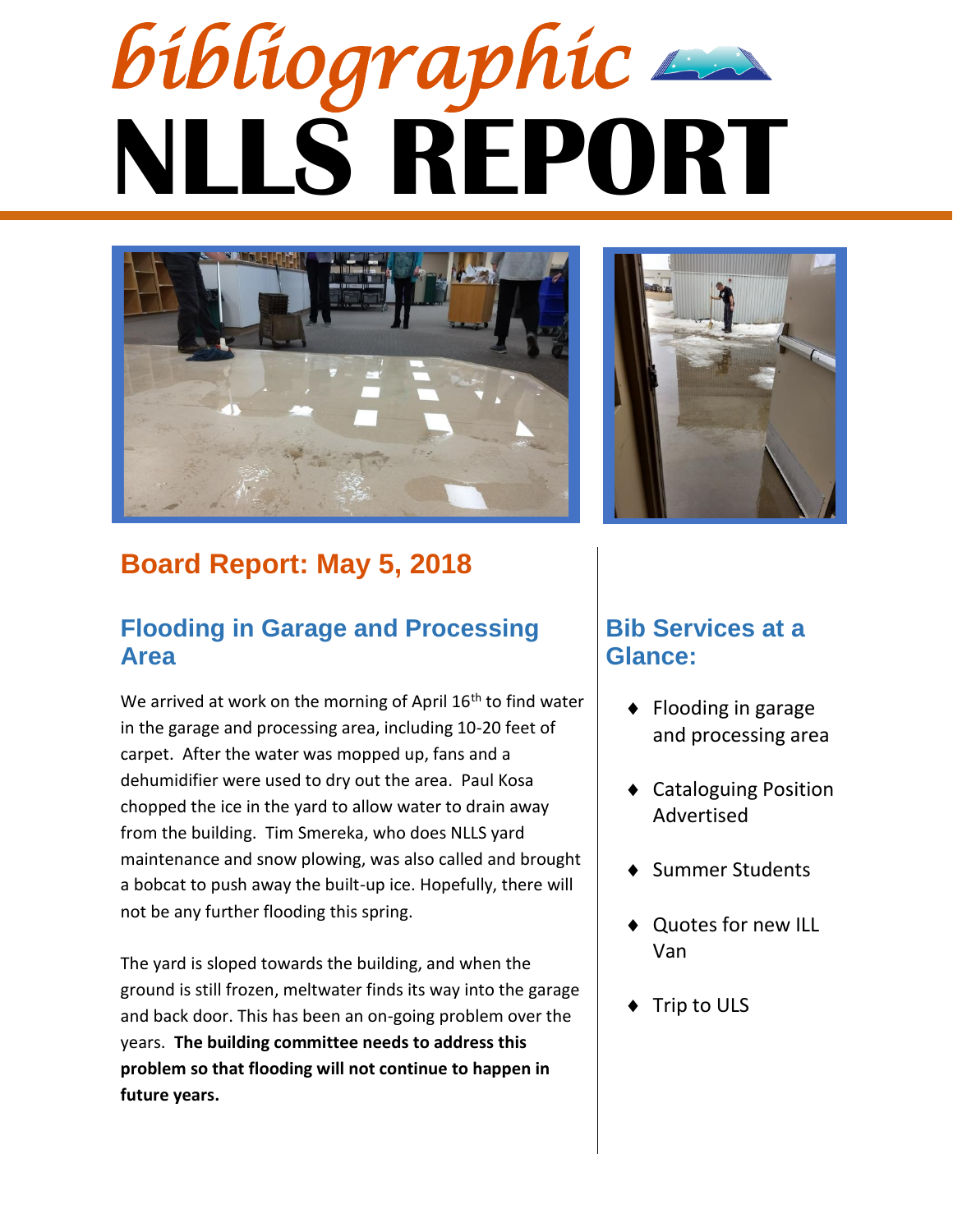*bibliographic*

# NLLS REPORT

## Board Report: May 5, 2018

### Flooding in Garage and Processing Area

We arrived at work on the morning of April 16th to find water in the garage and processing area, including 10-20 feet of carpet. After the water was mopped up, fans and a dehumidifier were used to dry out the area. Paul Kosa chopped the ice in the yard to allow water to drain away from the building. Tim Smereka, who does NLLS yard maintenance and snow plowing, was also called and brought a bobcat to push away the built-up ice. Hopefully, there will not be any further flooding this spring.

The yard is sloped towards the building, and when the ground is still frozen, meltwater finds its way into the garage and back door. This has been an on-going problem over the years. **The building committee needs to address this problem so that flooding will not continue to happen in future years.**

### Bib Services at a Glance:

- Flooding in garage and processing area
- Cataloguing Position Advertised
- Summer Students
- Quotes for new ILL Van
- Trip to ULS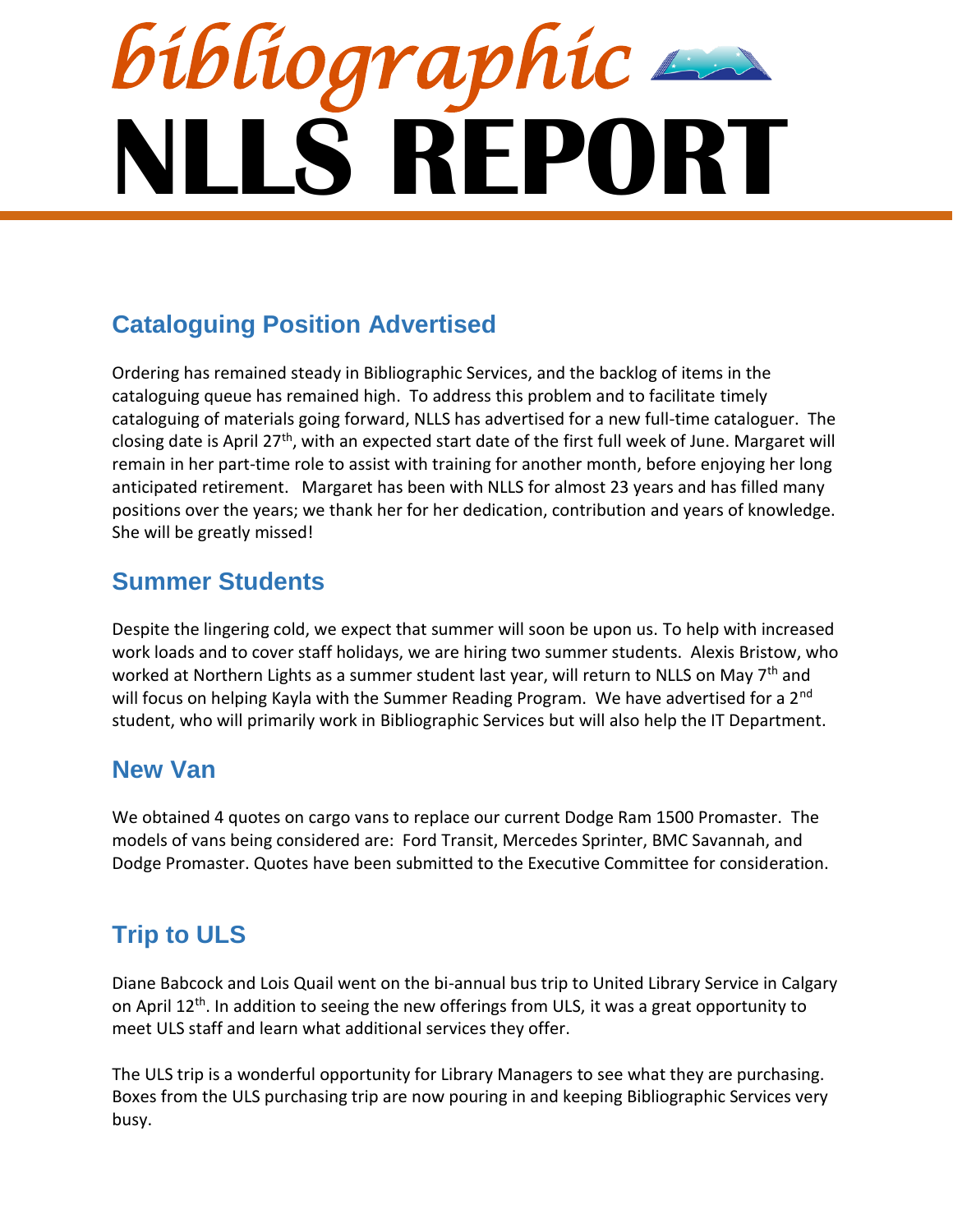# *bibliographic* NLLS REPORT

## Cataloguing Position Advertised

Ordering has remained steady in Bibliographic Services, and the backlog of items in the cataloguing queue has remained high. To address this problem and to facilitate timely cataloguing of materials going forward, NLLS has advertised for a new full-time cataloguer. The closing date is April 27th, with an expected start date of the first full week of June. Margaret will remain in her part-time role to assist with training for another month, before enjoying her long anticipated retirement. Margaret has been with NLLS for almost 23 years and has filled many positions over the years; we thank her for her dedication, contribution and years of knowledge. She will be greatly missed!

## Summer Students

Despite the lingering cold, we expect that summer will soon be upon us. To help with increased work loads and to cover staff holidays, we are hiring two summer students. Alexis Bristow, who worked at Northern Lights as a summer student last year, will return to NLLS on May 7th and will focus on helping Kayla with the Summer Reading Program. We have advertised for a 2nd student, who will primarily work in Bibliographic Services but will also help the IT Department.

## New Van

We obtained 4 quotes on cargo vans to replace our current Dodge Ram 1500 Promaster. The models of vans being considered are: Ford Transit, Mercedes Sprinter, BMC Savannah, and Dodge Promaster. Quotes have been submitted to the Executive Committee for consideration.

## Trip to ULS

Diane Babcock and Lois Quail went on the bi-annual bus trip to United Library Service in Calgary on April 12th. In addition to seeing the new offerings from ULS, it was a great opportunity to meet ULS staff and learn what additional services they offer.

The ULS trip is a wonderful opportunity for Library Managers to see what they are purchasing. Boxes from the ULS purchasing trip are now pouring in and keeping Bibliographic Services very busy.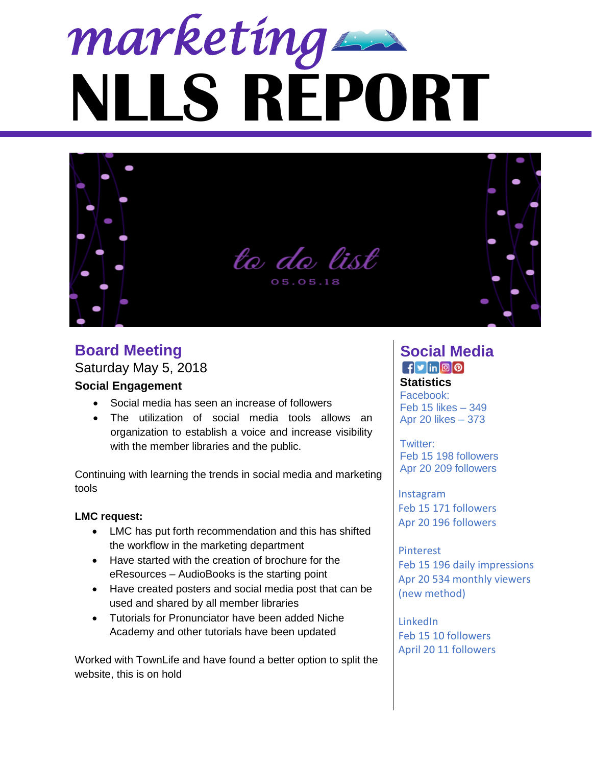# *marketing* NLLS REPORT

*to do list*

05.05.18

## Board Meeting

Saturday May 5, 2018

### Social Engagement

- Social media has seen an increase of followers
- The utilization of social media tools allows an organization to establish a voice and increase visibility with the member libraries and the public.

Continuing with learning the trends in social media and marketing tools

**LMC request:**

- LMC has put forth recommendation and this has shifted the workflow in the marketing department
- Have started with the creation of brochure for the eResources – AudioBooks is the starting point
- Have created posters and social media post that can be used and shared by all member libraries
- Tutorials for Pronunciator have been added Niche Academy and other tutorials have been updated

Worked with TownLife and have found a better option to split the website, this is on hold

## Social Media

### Statistics

Facebook:
Feb 15 likes – 349
Apr 20 likes – 373

Twitter:
Feb 15 198 followers
Apr 20 209 followers

Instagram
Feb 15 171 followers
Apr 20 196 followers

Pinterest
Feb 15 196 daily impressions
Apr 20 534 monthly viewers (new method)

LinkedIn
Feb 15 10 followers
April 20 11 followers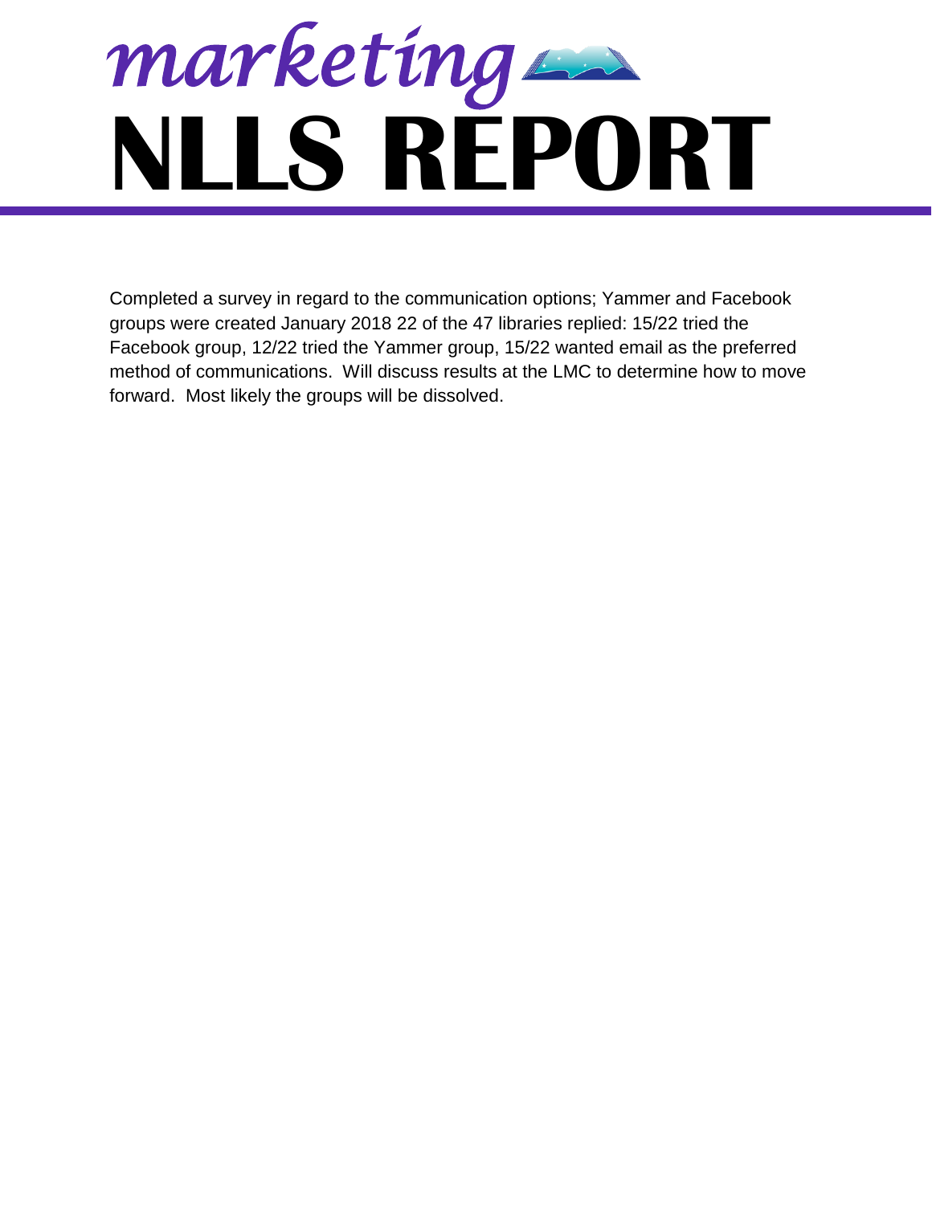# *marketing*
# NLLS REPORT

Completed a survey in regard to the communication options; Yammer and Facebook groups were created January 2018 22 of the 47 libraries replied: 15/22 tried the Facebook group, 12/22 tried the Yammer group, 15/22 wanted email as the preferred method of communications. Will discuss results at the LMC to determine how to move forward. Most likely the groups will be dissolved.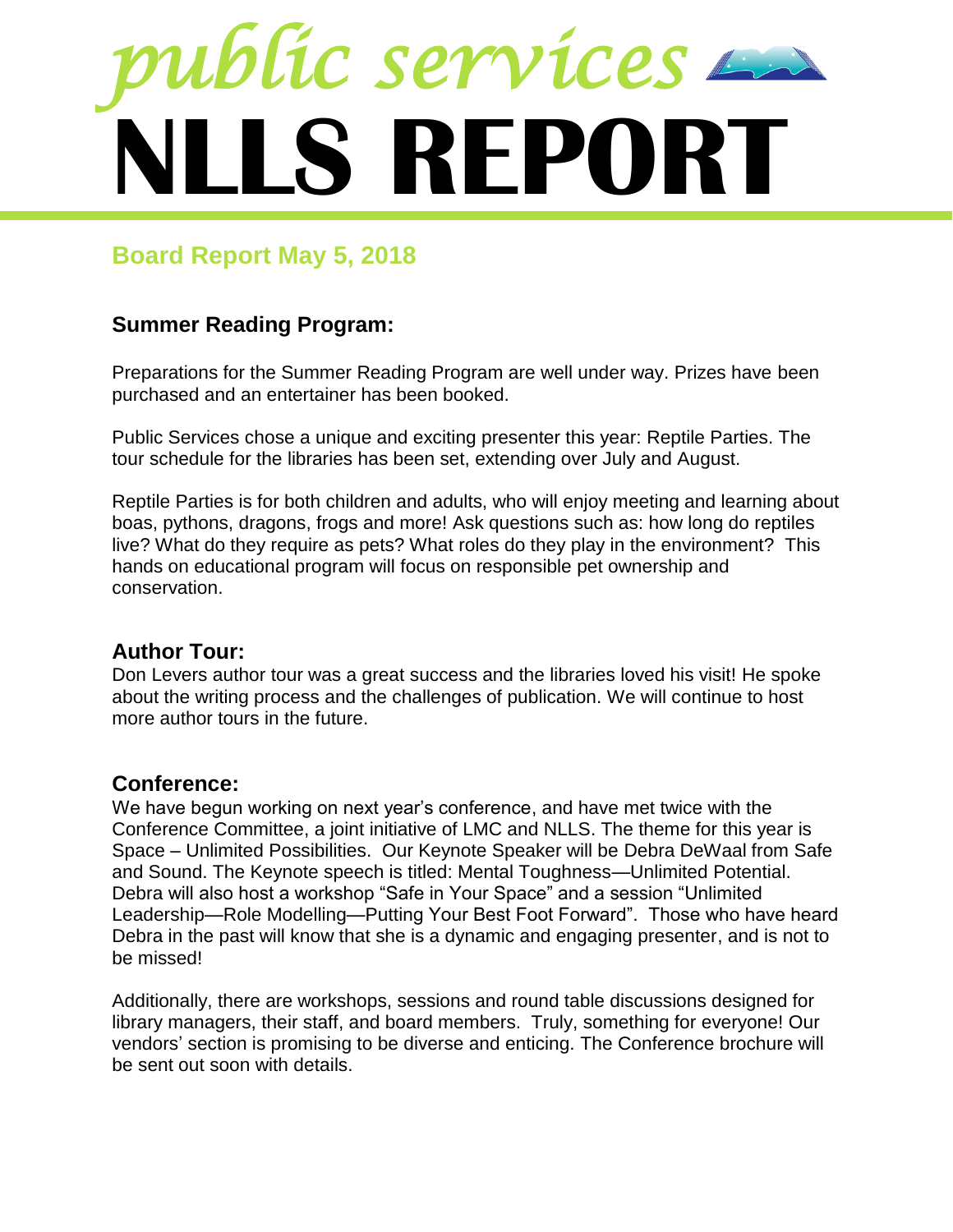# *public services*
# NLLS REPORT

## Board Report May 5, 2018

### Summer Reading Program:

Preparations for the Summer Reading Program are well under way. Prizes have been purchased and an entertainer has been booked.

Public Services chose a unique and exciting presenter this year: Reptile Parties. The tour schedule for the libraries has been set, extending over July and August.

Reptile Parties is for both children and adults, who will enjoy meeting and learning about boas, pythons, dragons, frogs and more! Ask questions such as: how long do reptiles live? What do they require as pets? What roles do they play in the environment? This hands on educational program will focus on responsible pet ownership and conservation.

### Author Tour:

Don Levers author tour was a great success and the libraries loved his visit! He spoke about the writing process and the challenges of publication. We will continue to host more author tours in the future.

### Conference:

We have begun working on next year's conference, and have met twice with the Conference Committee, a joint initiative of LMC and NLLS. The theme for this year is Space – Unlimited Possibilities. Our Keynote Speaker will be Debra DeWaal from Safe and Sound. The Keynote speech is titled: Mental Toughness—Unlimited Potential. Debra will also host a workshop "Safe in Your Space" and a session "Unlimited Leadership—Role Modelling—Putting Your Best Foot Forward". Those who have heard Debra in the past will know that she is a dynamic and engaging presenter, and is not to be missed!

Additionally, there are workshops, sessions and round table discussions designed for library managers, their staff, and board members. Truly, something for everyone! Our vendors' section is promising to be diverse and enticing. The Conference brochure will be sent out soon with details.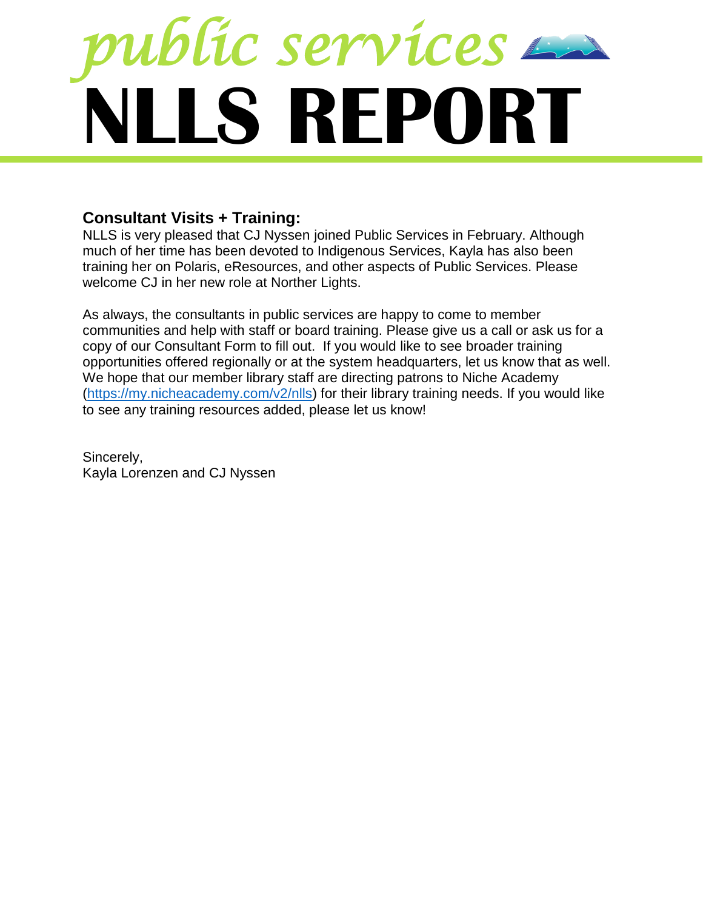# public services
# NLLS REPORT

**Consultant Visits + Training:**

NLLS is very pleased that CJ Nyssen joined Public Services in February. Although much of her time has been devoted to Indigenous Services, Kayla has also been training her on Polaris, eResources, and other aspects of Public Services. Please welcome CJ in her new role at Norther Lights.

As always, the consultants in public services are happy to come to member communities and help with staff or board training. Please give us a call or ask us for a copy of our Consultant Form to fill out. If you would like to see broader training opportunities offered regionally or at the system headquarters, let us know that as well. We hope that our member library staff are directing patrons to Niche Academy (https://my.nicheacademy.com/v2/nlls) for their library training needs. If you would like to see any training resources added, please let us know!

Sincerely,
Kayla Lorenzen and CJ Nyssen